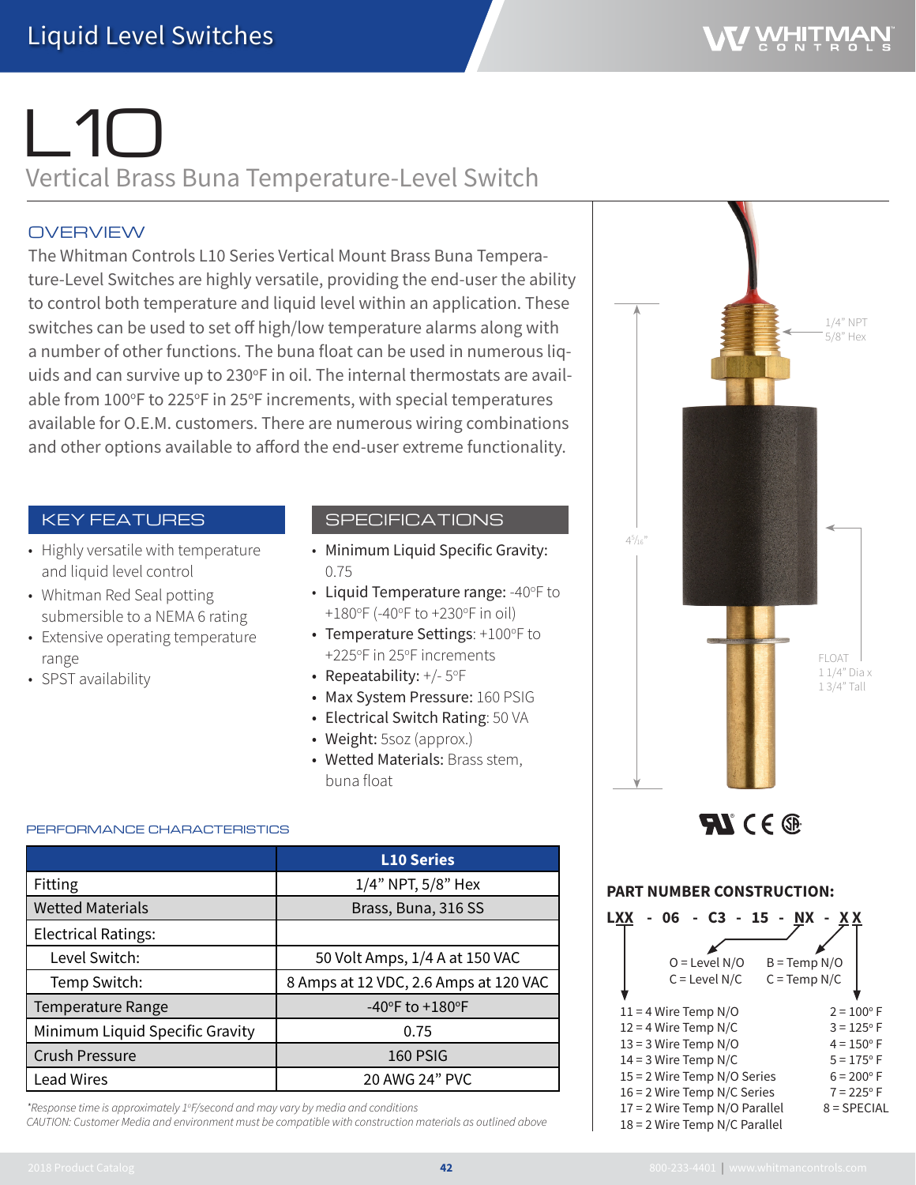# Liquid Level Switches

# L10

## Vertical Brass Buna Temperature-Level Switch

### OVERVIEW

The Whitman Controls L10 Series Vertical Mount Brass Buna Temperature-Level Switches are highly versatile, providing the end-user the ability to control both temperature and liquid level within an application. These switches can be used to set off high/low temperature alarms along with a number of other functions. The buna float can be used in numerous liquids and can survive up to 230°F in oil. The internal thermostats are available from 100°F to 225°F in 25°F increments, with special temperatures available for O.E.M. customers. There are numerous wiring combinations and other options available to afford the end-user extreme functionality.

### KEY FEATURES

- Highly versatile with temperature and liquid level control
- Whitman Red Seal potting submersible to a NEMA 6 rating
- Extensive operating temperature range
- SPST availability

### SPECIFICATIONS

- **Minimum Liquid Specific Gravity:** 0.75
- **Liquid Temperature range:** -40°F to +180°F (-40°F to +230°F in oil)
- **Temperature Settings:** +100°F to +225°F in 25°F increments
- **Repeatability:** +/- 5°F
- **Max System Pressure:** 160 PSIG
- **Electrical Switch Rating:** 50 VA
- **Weight:** 5soz (approx.)
- **Wetted Materials:** Brass stem, buna float

1/4" NPT 5/8" Hex

4 5/16"

FLOAT 1 1/4" Dia x 1 3/4" Tall

### PERFORMANCE CHARACTERISTICS

| | L10 Series |
|---|---|
| Fitting | 1/4" NPT, 5/8" Hex |
| Wetted Materials | Brass, Buna, 316 SS |
| Electrical Ratings: | |
| Level Switch: | 50 Volt Amps, 1/4 A at 150 VAC |
| Temp Switch: | 8 Amps at 12 VDC, 2.6 Amps at 120 VAC |
| Temperature Range | -40°F to +180°F |
| Minimum Liquid Specific Gravity | 0.75 |
| Crush Pressure | 160 PSIG |
| Lead Wires | 20 AWG 24" PVC |

*\*Response time is approximately 1°F/second and may vary by media and conditions*
*CAUTION: Customer Media and environment must be compatible with construction materials as outlined above*

### PART NUMBER CONSTRUCTION:

**LXX - 06 - C3 - 15 - NX - XX**

O = Level N/O
C = Level N/C

B = Temp N/O
C = Temp N/C

11 = 4 Wire Temp N/O
12 = 4 Wire Temp N/C
13 = 3 Wire Temp N/O
14 = 3 Wire Temp N/C
15 = 2 Wire Temp N/O Series
16 = 2 Wire Temp N/C Series
17 = 2 Wire Temp N/O Parallel
18 = 2 Wire Temp N/C Parallel

2 = 100° F
3 = 125° F
4 = 150° F
5 = 175° F
6 = 200° F
7 = 225° F
8 = SPECIAL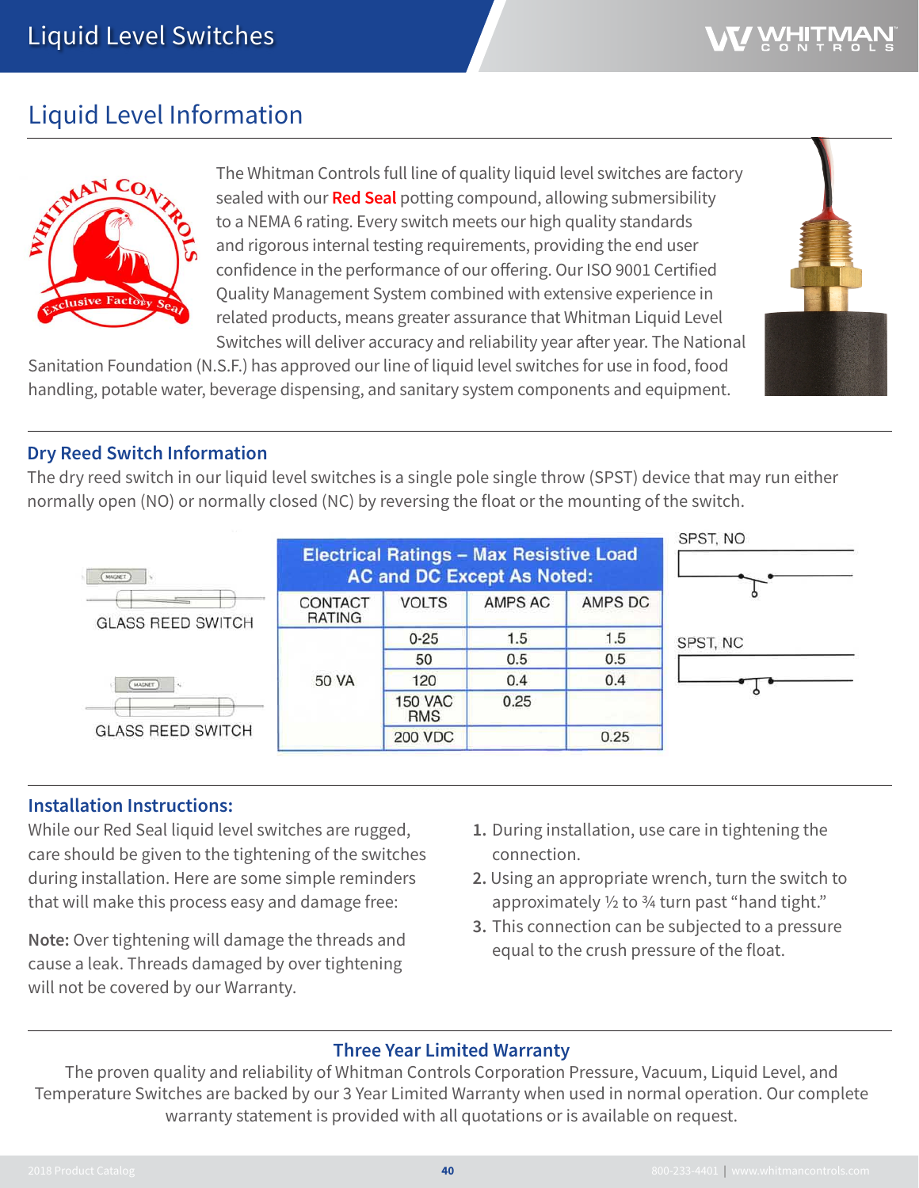# Liquid Level Switches

## Liquid Level Information

The Whitman Controls full line of quality liquid level switches are factory sealed with our **Red Seal** potting compound, allowing submersibility to a NEMA 6 rating. Every switch meets our high quality standards and rigorous internal testing requirements, providing the end user confidence in the performance of our offering. Our ISO 9001 Certified Quality Management System combined with extensive experience in related products, means greater assurance that Whitman Liquid Level Switches will deliver accuracy and reliability year after year. The National Sanitation Foundation (N.S.F.) has approved our line of liquid level switches for use in food, food handling, potable water, beverage dispensing, and sanitary system components and equipment.

### Dry Reed Switch Information

The dry reed switch in our liquid level switches is a single pole single throw (SPST) device that may run either normally open (NO) or normally closed (NC) by reversing the float or the mounting of the switch.

GLASS REED SWITCH

GLASS REED SWITCH

**Electrical Ratings – Max Resistive Load AC and DC Except As Noted:**

| CONTACT RATING | VOLTS | AMPS AC | AMPS DC |
|---|---|---|---|
| 50 VA | 0-25 | 1.5 | 1.5 |
| | 50 | 0.5 | 0.5 |
| | 120 | 0.4 | 0.4 |
| | 150 VAC RMS | 0.25 | |
| | 200 VDC | | 0.25 |

SPST, NO

SPST, NC

### Installation Instructions:

While our Red Seal liquid level switches are rugged, care should be given to the tightening of the switches during installation. Here are some simple reminders that will make this process easy and damage free:

**Note:** Over tightening will damage the threads and cause a leak. Threads damaged by over tightening will not be covered by our Warranty.

1. During installation, use care in tightening the connection.
2. Using an appropriate wrench, turn the switch to approximately ½ to ¾ turn past "hand tight."
3. This connection can be subjected to a pressure equal to the crush pressure of the float.

### Three Year Limited Warranty

The proven quality and reliability of Whitman Controls Corporation Pressure, Vacuum, Liquid Level, and Temperature Switches are backed by our 3 Year Limited Warranty when used in normal operation. Our complete warranty statement is provided with all quotations or is available on request.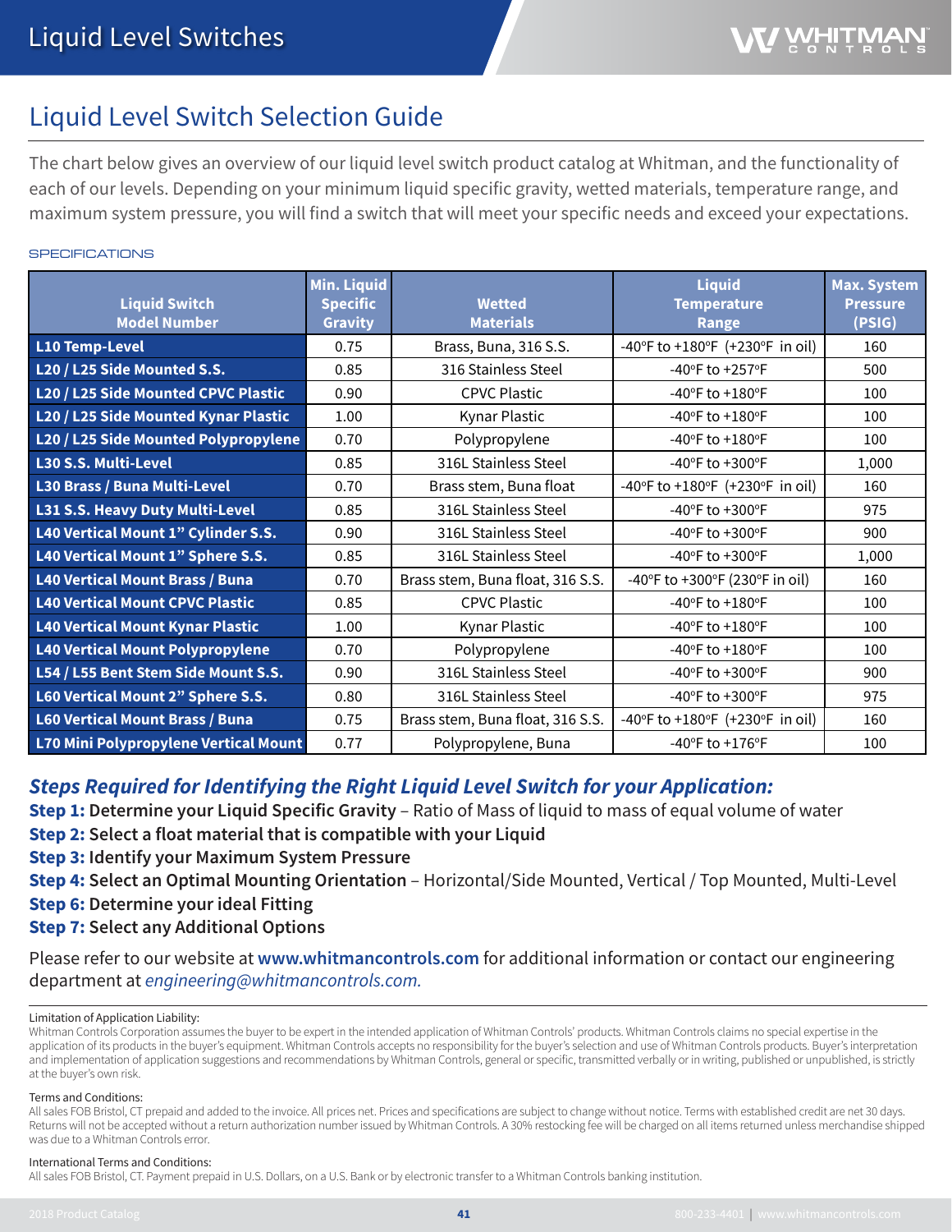# Liquid Level Switches

## Liquid Level Switch Selection Guide

The chart below gives an overview of our liquid level switch product catalog at Whitman, and the functionality of each of our levels. Depending on your minimum liquid specific gravity, wetted materials, temperature range, and maximum system pressure, you will find a switch that will meet your specific needs and exceed your expectations.

### SPECIFICATIONS

| Liquid Switch Model Number | Min. Liquid Specific Gravity | Wetted Materials | Liquid Temperature Range | Max. System Pressure (PSIG) |
|---|---|---|---|---|
| **L10 Temp-Level** | 0.75 | Brass, Buna, 316 S.S. | -40°F to +180°F (+230°F in oil) | 160 |
| **L20 / L25 Side Mounted S.S.** | 0.85 | 316 Stainless Steel | -40°F to +257°F | 500 |
| **L20 / L25 Side Mounted CPVC Plastic** | 0.90 | CPVC Plastic | -40°F to +180°F | 100 |
| **L20 / L25 Side Mounted Kynar Plastic** | 1.00 | Kynar Plastic | -40°F to +180°F | 100 |
| **L20 / L25 Side Mounted Polypropylene** | 0.70 | Polypropylene | -40°F to +180°F | 100 |
| **L30 S.S. Multi-Level** | 0.85 | 316L Stainless Steel | -40°F to +300°F | 1,000 |
| **L30 Brass / Buna Multi-Level** | 0.70 | Brass stem, Buna float | -40°F to +180°F (+230°F in oil) | 160 |
| **L31 S.S. Heavy Duty Multi-Level** | 0.85 | 316L Stainless Steel | -40°F to +300°F | 975 |
| **L40 Vertical Mount 1" Cylinder S.S.** | 0.90 | 316L Stainless Steel | -40°F to +300°F | 900 |
| **L40 Vertical Mount 1" Sphere S.S.** | 0.85 | 316L Stainless Steel | -40°F to +300°F | 1,000 |
| **L40 Vertical Mount Brass / Buna** | 0.70 | Brass stem, Buna float, 316 S.S. | -40°F to +300°F (230°F in oil) | 160 |
| **L40 Vertical Mount CPVC Plastic** | 0.85 | CPVC Plastic | -40°F to +180°F | 100 |
| **L40 Vertical Mount Kynar Plastic** | 1.00 | Kynar Plastic | -40°F to +180°F | 100 |
| **L40 Vertical Mount Polypropylene** | 0.70 | Polypropylene | -40°F to +180°F | 100 |
| **L54 / L55 Bent Stem Side Mount S.S.** | 0.90 | 316L Stainless Steel | -40°F to +300°F | 900 |
| **L60 Vertical Mount 2" Sphere S.S.** | 0.80 | 316L Stainless Steel | -40°F to +300°F | 975 |
| **L60 Vertical Mount Brass / Buna** | 0.75 | Brass stem, Buna float, 316 S.S. | -40°F to +180°F (+230°F in oil) | 160 |
| **L70 Mini Polypropylene Vertical Mount** | 0.77 | Polypropylene, Buna | -40°F to +176°F | 100 |

### *Steps Required for Identifying the Right Liquid Level Switch for your Application:*

**Step 1: Determine your Liquid Specific Gravity** – Ratio of Mass of liquid to mass of equal volume of water
**Step 2: Select a float material that is compatible with your Liquid**
**Step 3: Identify your Maximum System Pressure**
**Step 4: Select an Optimal Mounting Orientation** – Horizontal/Side Mounted, Vertical / Top Mounted, Multi-Level
**Step 6: Determine your ideal Fitting**
**Step 7: Select any Additional Options**

Please refer to our website at **www.whitmancontrols.com** for additional information or contact our engineering department at *engineering@whitmancontrols.com.*

Limitation of Application Liability:
Whitman Controls Corporation assumes the buyer to be expert in the intended application of Whitman Controls' products. Whitman Controls claims no special expertise in the application of its products in the buyer's equipment. Whitman Controls accepts no responsibility for the buyer's selection and use of Whitman Controls products. Buyer's interpretation and implementation of application suggestions and recommendations by Whitman Controls, general or specific, transmitted verbally or in writing, published or unpublished, is strictly at the buyer's own risk.

Terms and Conditions:
All sales FOB Bristol, CT prepaid and added to the invoice. All prices net. Prices and specifications are subject to change without notice. Terms with established credit are net 30 days. Returns will not be accepted without a return authorization number issued by Whitman Controls. A 30% restocking fee will be charged on all items returned unless merchandise shipped was due to a Whitman Controls error.

International Terms and Conditions:
All sales FOB Bristol, CT. Payment prepaid in U.S. Dollars, on a U.S. Bank or by electronic transfer to a Whitman Controls banking institution.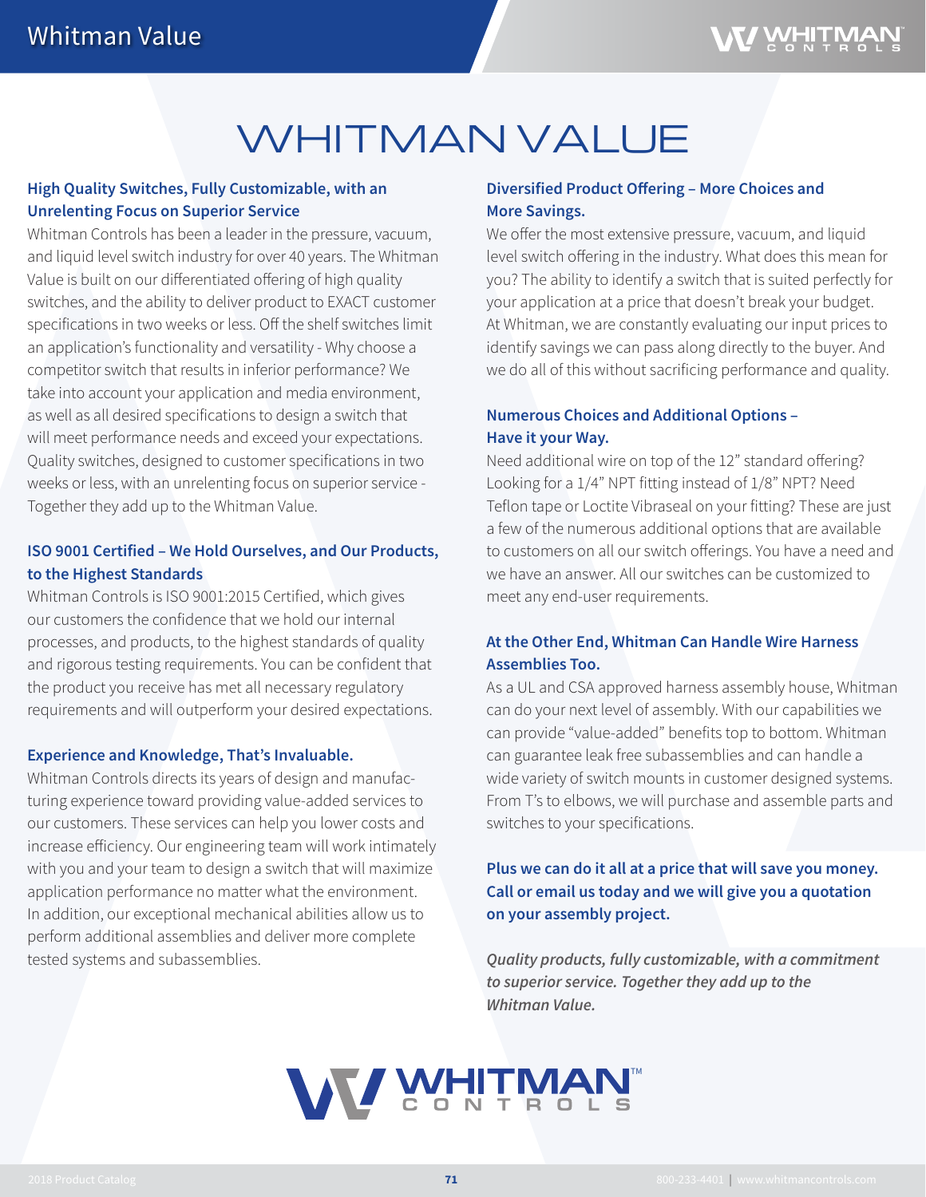# WHITMAN VALUE

### High Quality Switches, Fully Customizable, with an Unrelenting Focus on Superior Service

Whitman Controls has been a leader in the pressure, vacuum, and liquid level switch industry for over 40 years. The Whitman Value is built on our differentiated offering of high quality switches, and the ability to deliver product to EXACT customer specifications in two weeks or less. Off the shelf switches limit an application's functionality and versatility - Why choose a competitor switch that results in inferior performance? We take into account your application and media environment, as well as all desired specifications to design a switch that will meet performance needs and exceed your expectations. Quality switches, designed to customer specifications in two weeks or less, with an unrelenting focus on superior service - Together they add up to the Whitman Value.

### ISO 9001 Certified – We Hold Ourselves, and Our Products, to the Highest Standards

Whitman Controls is ISO 9001:2015 Certified, which gives our customers the confidence that we hold our internal processes, and products, to the highest standards of quality and rigorous testing requirements. You can be confident that the product you receive has met all necessary regulatory requirements and will outperform your desired expectations.

### Experience and Knowledge, That's Invaluable.

Whitman Controls directs its years of design and manufacturing experience toward providing value-added services to our customers. These services can help you lower costs and increase efficiency. Our engineering team will work intimately with you and your team to design a switch that will maximize application performance no matter what the environment. In addition, our exceptional mechanical abilities allow us to perform additional assemblies and deliver more complete tested systems and subassemblies.

### Diversified Product Offering – More Choices and More Savings.

We offer the most extensive pressure, vacuum, and liquid level switch offering in the industry. What does this mean for you? The ability to identify a switch that is suited perfectly for your application at a price that doesn't break your budget. At Whitman, we are constantly evaluating our input prices to identify savings we can pass along directly to the buyer. And we do all of this without sacrificing performance and quality.

### Numerous Choices and Additional Options – Have it your Way.

Need additional wire on top of the 12" standard offering? Looking for a 1/4" NPT fitting instead of 1/8" NPT? Need Teflon tape or Loctite Vibraseal on your fitting? These are just a few of the numerous additional options that are available to customers on all our switch offerings. You have a need and we have an answer. All our switches can be customized to meet any end-user requirements.

### At the Other End, Whitman Can Handle Wire Harness Assemblies Too.

As a UL and CSA approved harness assembly house, Whitman can do your next level of assembly. With our capabilities we can provide "value-added" benefits top to bottom. Whitman can guarantee leak free subassemblies and can handle a wide variety of switch mounts in customer designed systems. From T's to elbows, we will purchase and assemble parts and switches to your specifications.

**Plus we can do it all at a price that will save you money. Call or email us today and we will give you a quotation on your assembly project.**

***Quality products, fully customizable, with a commitment to superior service. Together they add up to the Whitman Value.***

WHITMAN™ CONTROLS